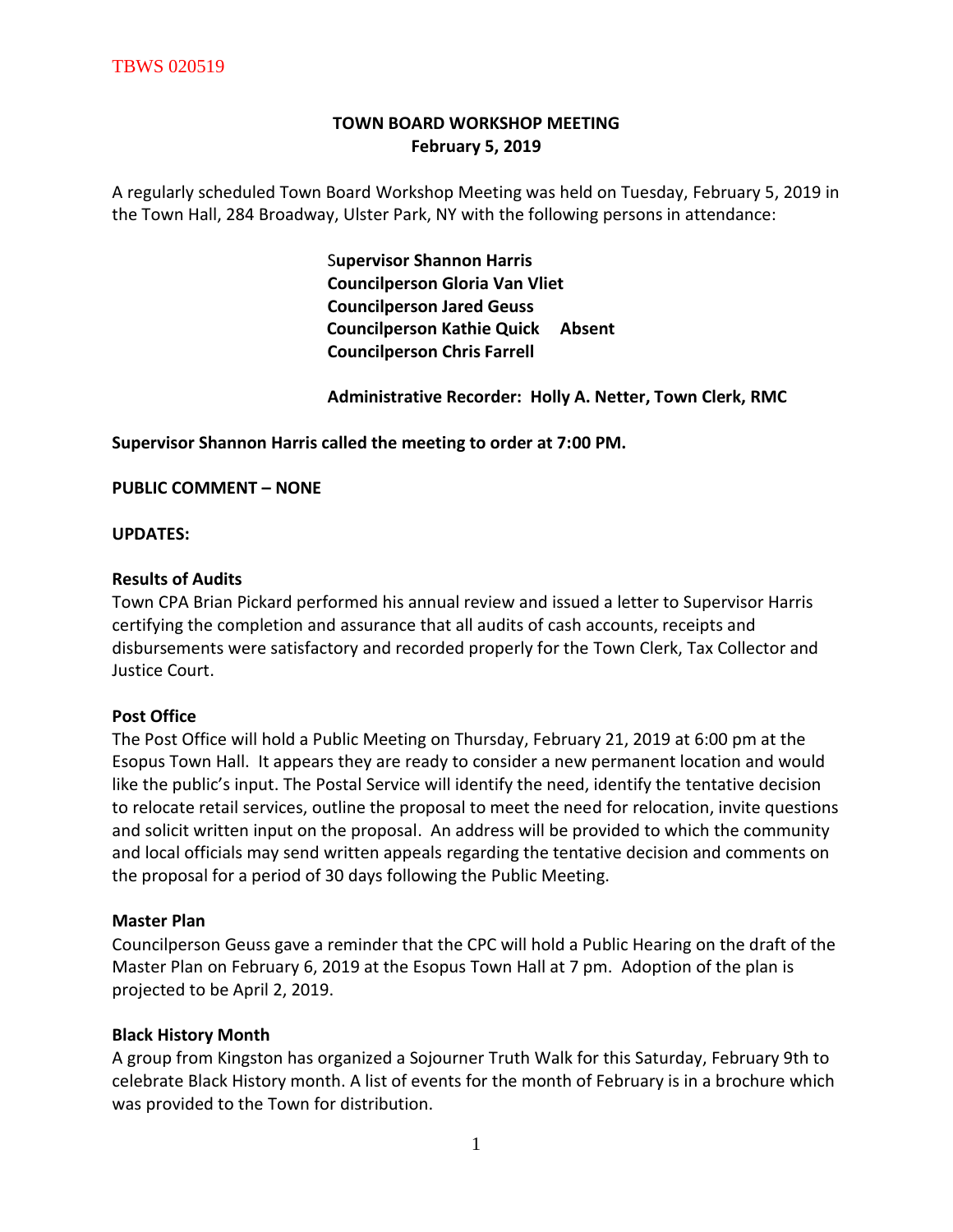TBWS 020519

# TOWN BOARD WORKSHOP MEETING
## February 5, 2019

A regularly scheduled Town Board Workshop Meeting was held on Tuesday, February 5, 2019 in the Town Hall, 284 Broadway, Ulster Park, NY with the following persons in attendance:

**Supervisor Shannon Harris**
**Councilperson Gloria Van Vliet**
**Councilperson Jared Geuss**
**Councilperson Kathie Quick Absent**
**Councilperson Chris Farrell**

**Administrative Recorder: Holly A. Netter, Town Clerk, RMC**

**Supervisor Shannon Harris called the meeting to order at 7:00 PM.**

**PUBLIC COMMENT – NONE**

**UPDATES:**

**Results of Audits**
Town CPA Brian Pickard performed his annual review and issued a letter to Supervisor Harris certifying the completion and assurance that all audits of cash accounts, receipts and disbursements were satisfactory and recorded properly for the Town Clerk, Tax Collector and Justice Court.

**Post Office**
The Post Office will hold a Public Meeting on Thursday, February 21, 2019 at 6:00 pm at the Esopus Town Hall. It appears they are ready to consider a new permanent location and would like the public's input. The Postal Service will identify the need, identify the tentative decision to relocate retail services, outline the proposal to meet the need for relocation, invite questions and solicit written input on the proposal. An address will be provided to which the community and local officials may send written appeals regarding the tentative decision and comments on the proposal for a period of 30 days following the Public Meeting.

**Master Plan**
Councilperson Geuss gave a reminder that the CPC will hold a Public Hearing on the draft of the Master Plan on February 6, 2019 at the Esopus Town Hall at 7 pm. Adoption of the plan is projected to be April 2, 2019.

**Black History Month**
A group from Kingston has organized a Sojourner Truth Walk for this Saturday, February 9th to celebrate Black History month. A list of events for the month of February is in a brochure which was provided to the Town for distribution.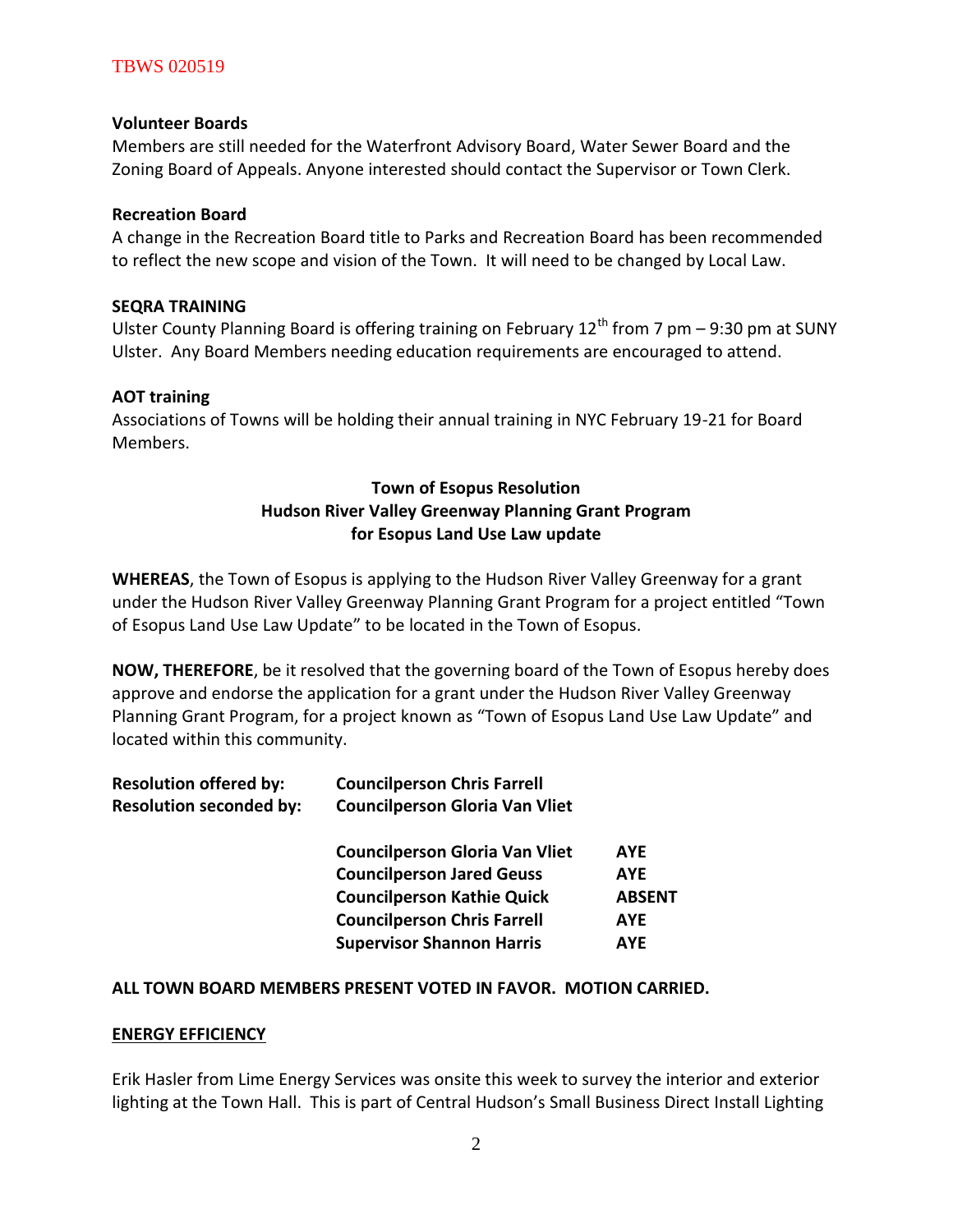**Volunteer Boards**
Members are still needed for the Waterfront Advisory Board, Water Sewer Board and the Zoning Board of Appeals. Anyone interested should contact the Supervisor or Town Clerk.

**Recreation Board**
A change in the Recreation Board title to Parks and Recreation Board has been recommended to reflect the new scope and vision of the Town. It will need to be changed by Local Law.

**SEQRA TRAINING**
Ulster County Planning Board is offering training on February 12th from 7 pm – 9:30 pm at SUNY Ulster. Any Board Members needing education requirements are encouraged to attend.

**AOT training**
Associations of Towns will be holding their annual training in NYC February 19-21 for Board Members.

**Town of Esopus Resolution**
**Hudson River Valley Greenway Planning Grant Program**
**for Esopus Land Use Law update**

**WHEREAS**, the Town of Esopus is applying to the Hudson River Valley Greenway for a grant under the Hudson River Valley Greenway Planning Grant Program for a project entitled "Town of Esopus Land Use Law Update" to be located in the Town of Esopus.

**NOW, THEREFORE**, be it resolved that the governing board of the Town of Esopus hereby does approve and endorse the application for a grant under the Hudson River Valley Greenway Planning Grant Program, for a project known as "Town of Esopus Land Use Law Update" and located within this community.

**Resolution offered by:** **Councilperson Chris Farrell**
**Resolution seconded by:** **Councilperson Gloria Van Vliet**

| | |
|---|---|
| **Councilperson Gloria Van Vliet** | **AYE** |
| **Councilperson Jared Geuss** | **AYE** |
| **Councilperson Kathie Quick** | **ABSENT** |
| **Councilperson Chris Farrell** | **AYE** |
| **Supervisor Shannon Harris** | **AYE** |

**ALL TOWN BOARD MEMBERS PRESENT VOTED IN FAVOR. MOTION CARRIED.**

**ENERGY EFFICIENCY**

Erik Hasler from Lime Energy Services was onsite this week to survey the interior and exterior lighting at the Town Hall. This is part of Central Hudson's Small Business Direct Install Lighting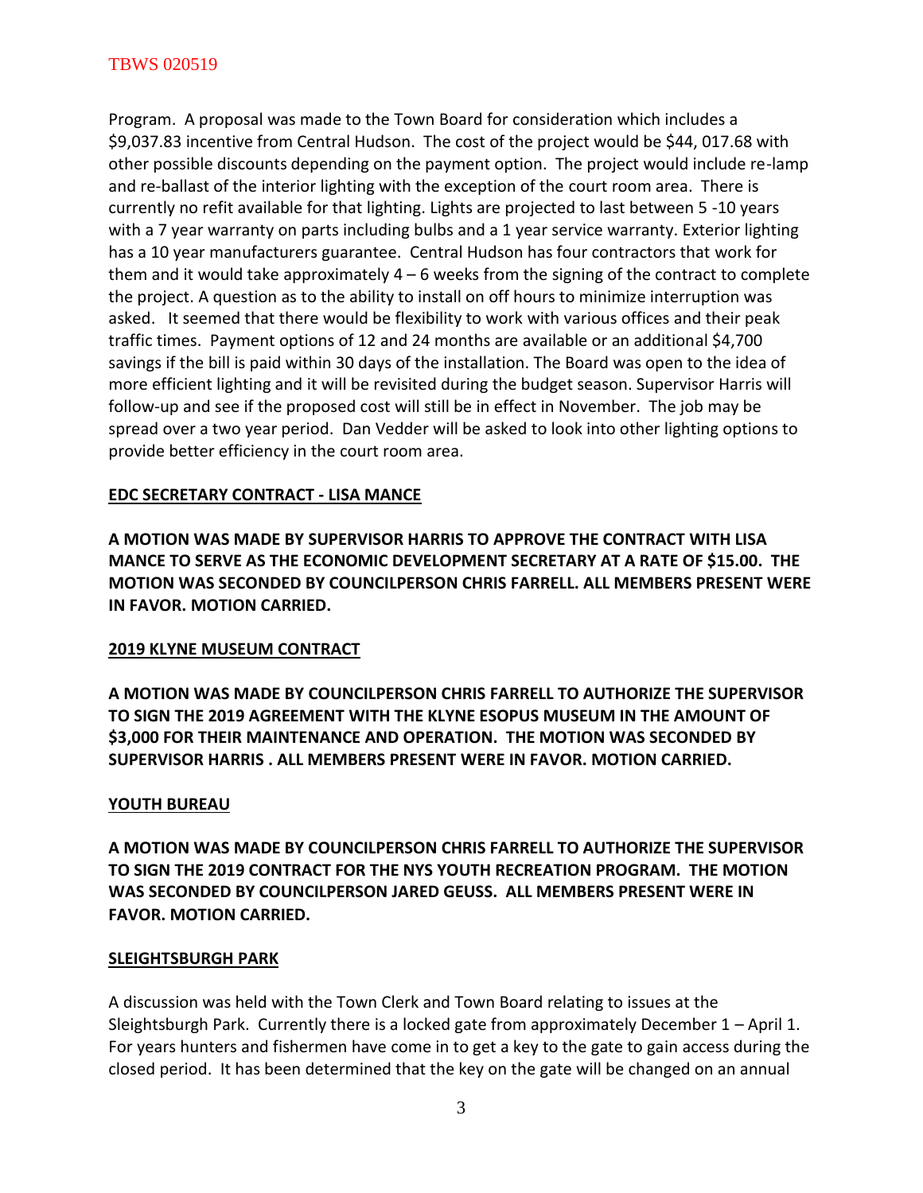Program. A proposal was made to the Town Board for consideration which includes a $9,037.83 incentive from Central Hudson. The cost of the project would be $44, 017.68 with other possible discounts depending on the payment option. The project would include re-lamp and re-ballast of the interior lighting with the exception of the court room area. There is currently no refit available for that lighting. Lights are projected to last between 5 -10 years with a 7 year warranty on parts including bulbs and a 1 year service warranty. Exterior lighting has a 10 year manufacturers guarantee. Central Hudson has four contractors that work for them and it would take approximately 4 – 6 weeks from the signing of the contract to complete the project. A question as to the ability to install on off hours to minimize interruption was asked. It seemed that there would be flexibility to work with various offices and their peak traffic times. Payment options of 12 and 24 months are available or an additional $4,700 savings if the bill is paid within 30 days of the installation. The Board was open to the idea of more efficient lighting and it will be revisited during the budget season. Supervisor Harris will follow-up and see if the proposed cost will still be in effect in November. The job may be spread over a two year period. Dan Vedder will be asked to look into other lighting options to provide better efficiency in the court room area.

**EDC SECRETARY CONTRACT - LISA MANCE**

**A MOTION WAS MADE BY SUPERVISOR HARRIS TO APPROVE THE CONTRACT WITH LISA MANCE TO SERVE AS THE ECONOMIC DEVELOPMENT SECRETARY AT A RATE OF $15.00. THE MOTION WAS SECONDED BY COUNCILPERSON CHRIS FARRELL. ALL MEMBERS PRESENT WERE IN FAVOR. MOTION CARRIED.**

**2019 KLYNE MUSEUM CONTRACT**

**A MOTION WAS MADE BY COUNCILPERSON CHRIS FARRELL TO AUTHORIZE THE SUPERVISOR TO SIGN THE 2019 AGREEMENT WITH THE KLYNE ESOPUS MUSEUM IN THE AMOUNT OF $3,000 FOR THEIR MAINTENANCE AND OPERATION. THE MOTION WAS SECONDED BY SUPERVISOR HARRIS . ALL MEMBERS PRESENT WERE IN FAVOR. MOTION CARRIED.**

**YOUTH BUREAU**

**A MOTION WAS MADE BY COUNCILPERSON CHRIS FARRELL TO AUTHORIZE THE SUPERVISOR TO SIGN THE 2019 CONTRACT FOR THE NYS YOUTH RECREATION PROGRAM. THE MOTION WAS SECONDED BY COUNCILPERSON JARED GEUSS. ALL MEMBERS PRESENT WERE IN FAVOR. MOTION CARRIED.**

**SLEIGHTSBURGH PARK**

A discussion was held with the Town Clerk and Town Board relating to issues at the Sleightsburgh Park. Currently there is a locked gate from approximately December 1 – April 1. For years hunters and fishermen have come in to get a key to the gate to gain access during the closed period. It has been determined that the key on the gate will be changed on an annual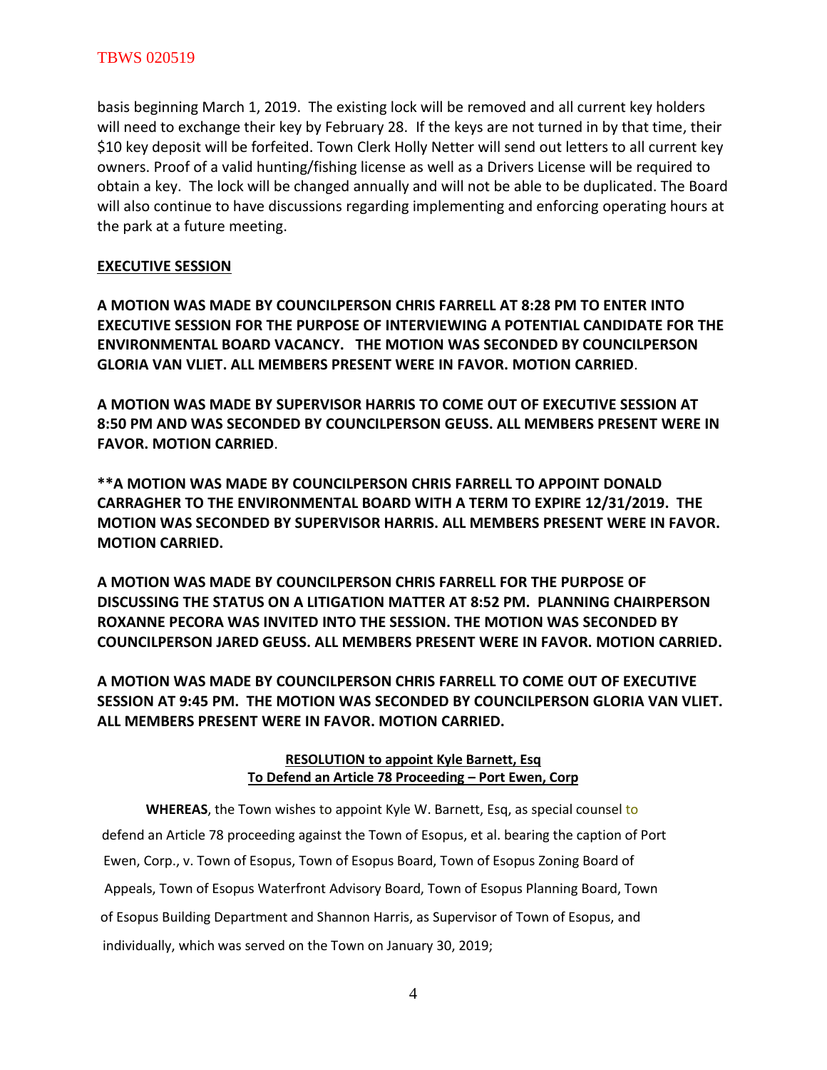basis beginning March 1, 2019. The existing lock will be removed and all current key holders will need to exchange their key by February 28. If the keys are not turned in by that time, their $10 key deposit will be forfeited. Town Clerk Holly Netter will send out letters to all current key owners. Proof of a valid hunting/fishing license as well as a Drivers License will be required to obtain a key. The lock will be changed annually and will not be able to be duplicated. The Board will also continue to have discussions regarding implementing and enforcing operating hours at the park at a future meeting.

**EXECUTIVE SESSION**

**A MOTION WAS MADE BY COUNCILPERSON CHRIS FARRELL AT 8:28 PM TO ENTER INTO EXECUTIVE SESSION FOR THE PURPOSE OF INTERVIEWING A POTENTIAL CANDIDATE FOR THE ENVIRONMENTAL BOARD VACANCY. THE MOTION WAS SECONDED BY COUNCILPERSON GLORIA VAN VLIET. ALL MEMBERS PRESENT WERE IN FAVOR. MOTION CARRIED**.

**A MOTION WAS MADE BY SUPERVISOR HARRIS TO COME OUT OF EXECUTIVE SESSION AT 8:50 PM AND WAS SECONDED BY COUNCILPERSON GEUSS. ALL MEMBERS PRESENT WERE IN FAVOR. MOTION CARRIED**.

**\*\*A MOTION WAS MADE BY COUNCILPERSON CHRIS FARRELL TO APPOINT DONALD CARRAGHER TO THE ENVIRONMENTAL BOARD WITH A TERM TO EXPIRE 12/31/2019. THE MOTION WAS SECONDED BY SUPERVISOR HARRIS. ALL MEMBERS PRESENT WERE IN FAVOR. MOTION CARRIED.**

**A MOTION WAS MADE BY COUNCILPERSON CHRIS FARRELL FOR THE PURPOSE OF DISCUSSING THE STATUS ON A LITIGATION MATTER AT 8:52 PM. PLANNING CHAIRPERSON ROXANNE PECORA WAS INVITED INTO THE SESSION. THE MOTION WAS SECONDED BY COUNCILPERSON JARED GEUSS. ALL MEMBERS PRESENT WERE IN FAVOR. MOTION CARRIED.**

**A MOTION WAS MADE BY COUNCILPERSON CHRIS FARRELL TO COME OUT OF EXECUTIVE SESSION AT 9:45 PM. THE MOTION WAS SECONDED BY COUNCILPERSON GLORIA VAN VLIET. ALL MEMBERS PRESENT WERE IN FAVOR. MOTION CARRIED.**

**RESOLUTION to appoint Kyle Barnett, Esq**
**To Defend an Article 78 Proceeding – Port Ewen, Corp**

**WHEREAS**, the Town wishes to appoint Kyle W. Barnett, Esq, as special counsel to defend an Article 78 proceeding against the Town of Esopus, et al. bearing the caption of Port Ewen, Corp., v. Town of Esopus, Town of Esopus Board, Town of Esopus Zoning Board of Appeals, Town of Esopus Waterfront Advisory Board, Town of Esopus Planning Board, Town of Esopus Building Department and Shannon Harris, as Supervisor of Town of Esopus, and individually, which was served on the Town on January 30, 2019;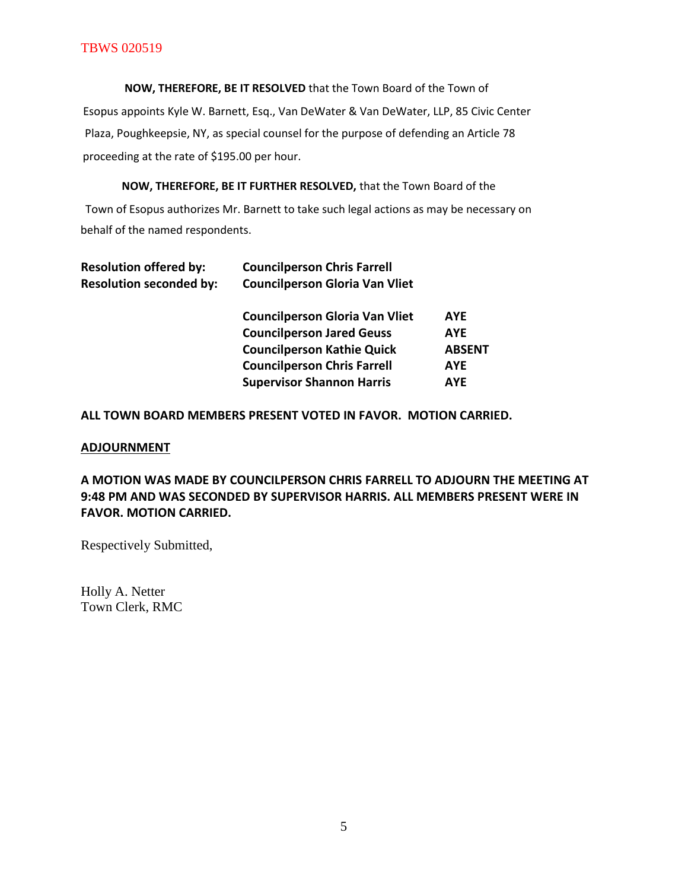**NOW, THEREFORE, BE IT RESOLVED** that the Town Board of the Town of Esopus appoints Kyle W. Barnett, Esq., Van DeWater & Van DeWater, LLP, 85 Civic Center Plaza, Poughkeepsie, NY, as special counsel for the purpose of defending an Article 78 proceeding at the rate of $195.00 per hour.

**NOW, THEREFORE, BE IT FURTHER RESOLVED,** that the Town Board of the Town of Esopus authorizes Mr. Barnett to take such legal actions as may be necessary on behalf of the named respondents.

**Resolution offered by:** **Councilperson Chris Farrell**
**Resolution seconded by:** **Councilperson Gloria Van Vliet**

| | |
|---|---|
| **Councilperson Gloria Van Vliet** | **AYE** |
| **Councilperson Jared Geuss** | **AYE** |
| **Councilperson Kathie Quick** | **ABSENT** |
| **Councilperson Chris Farrell** | **AYE** |
| **Supervisor Shannon Harris** | **AYE** |

**ALL TOWN BOARD MEMBERS PRESENT VOTED IN FAVOR. MOTION CARRIED.**

**ADJOURNMENT**

**A MOTION WAS MADE BY COUNCILPERSON CHRIS FARRELL TO ADJOURN THE MEETING AT 9:48 PM AND WAS SECONDED BY SUPERVISOR HARRIS. ALL MEMBERS PRESENT WERE IN FAVOR. MOTION CARRIED.**

Respectively Submitted,

Holly A. Netter
Town Clerk, RMC